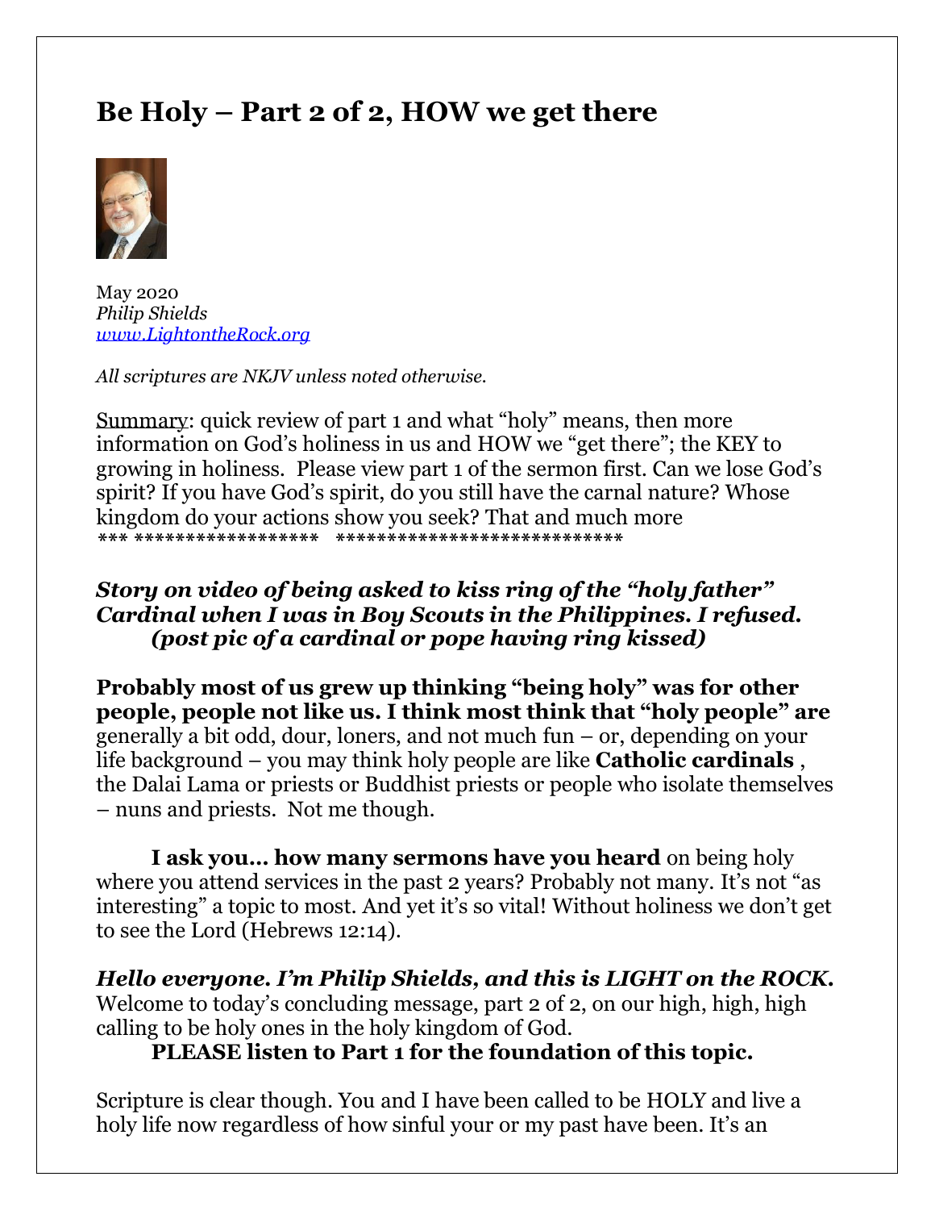# Be Holy – Part 2 of 2, HOW we get there

May 2020
*Philip Shields*
*www.LightontheRock.org*

*All scriptures are NKJV unless noted otherwise.*

Summary: quick review of part 1 and what "holy" means, then more information on God's holiness in us and HOW we "get there"; the KEY to growing in holiness. Please view part 1 of the sermon first. Can we lose God's spirit? If you have God's spirit, do you still have the carnal nature? Whose kingdom do your actions show you seek? That and much more
*** ****************** ****************************

***Story on video of being asked to kiss ring of the "holy father" Cardinal when I was in Boy Scouts in the Philippines. I refused. (post pic of a cardinal or pope having ring kissed)***

**Probably most of us grew up thinking "being holy" was for other people, people not like us. I think most think that "holy people" are** generally a bit odd, dour, loners, and not much fun – or, depending on your life background – you may think holy people are like **Catholic cardinals** , the Dalai Lama or priests or Buddhist priests or people who isolate themselves – nuns and priests. Not me though.

**I ask you... how many sermons have you heard** on being holy where you attend services in the past 2 years? Probably not many. It's not "as interesting" a topic to most. And yet it's so vital! Without holiness we don't get to see the Lord (Hebrews 12:14).

***Hello everyone. I'm Philip Shields, and this is LIGHT on the ROCK.*** Welcome to today's concluding message, part 2 of 2, on our high, high, high calling to be holy ones in the holy kingdom of God.

**PLEASE listen to Part 1 for the foundation of this topic.**

Scripture is clear though. You and I have been called to be HOLY and live a holy life now regardless of how sinful your or my past have been. It's an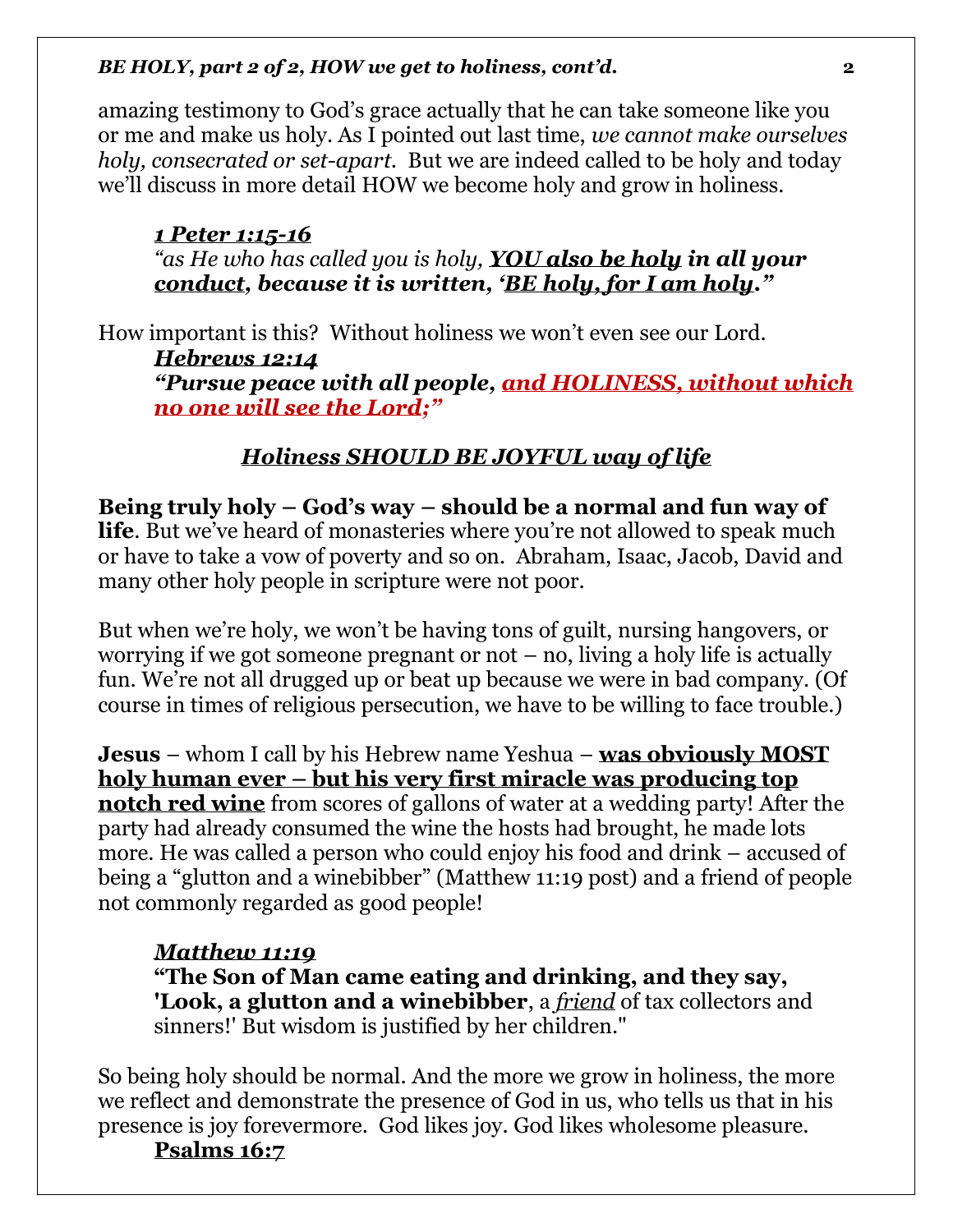amazing testimony to God's grace actually that he can take someone like you or me and make us holy. As I pointed out last time, *we cannot make ourselves holy, consecrated or set-apart*. But we are indeed called to be holy and today we'll discuss in more detail HOW we become holy and grow in holiness.

> ***1 Peter 1:15-16***
> *"as He who has called you is holy, **YOU also be holy in all your conduct**, because it is written, '**BE holy, for I am holy**."*

How important is this? Without holiness we won't even see our Lord.

> ***Hebrews 12:14***
> ***"Pursue peace with all people, and HOLINESS, without which no one will see the Lord;"***

## *Holiness SHOULD BE JOYFUL way of life*

**Being truly holy – God's way – should be a normal and fun way of life**. But we've heard of monasteries where you're not allowed to speak much or have to take a vow of poverty and so on. Abraham, Isaac, Jacob, David and many other holy people in scripture were not poor.

But when we're holy, we won't be having tons of guilt, nursing hangovers, or worrying if we got someone pregnant or not – no, living a holy life is actually fun. We're not all drugged up or beat up because we were in bad company. (Of course in times of religious persecution, we have to be willing to face trouble.)

**Jesus** – whom I call by his Hebrew name Yeshua – **was obviously MOST holy human ever – but his very first miracle was producing top notch red wine** from scores of gallons of water at a wedding party! After the party had already consumed the wine the hosts had brought, he made lots more. He was called a person who could enjoy his food and drink – accused of being a "glutton and a winebibber" (Matthew 11:19 post) and a friend of people not commonly regarded as good people!

> ***Matthew 11:19***
> **"The Son of Man came eating and drinking, and they say, 'Look, a glutton and a winebibber**, a *friend* of tax collectors and sinners!' But wisdom is justified by her children."

So being holy should be normal. And the more we grow in holiness, the more we reflect and demonstrate the presence of God in us, who tells us that in his presence is joy forevermore. God likes joy. God likes wholesome pleasure.

> **Psalms 16:7**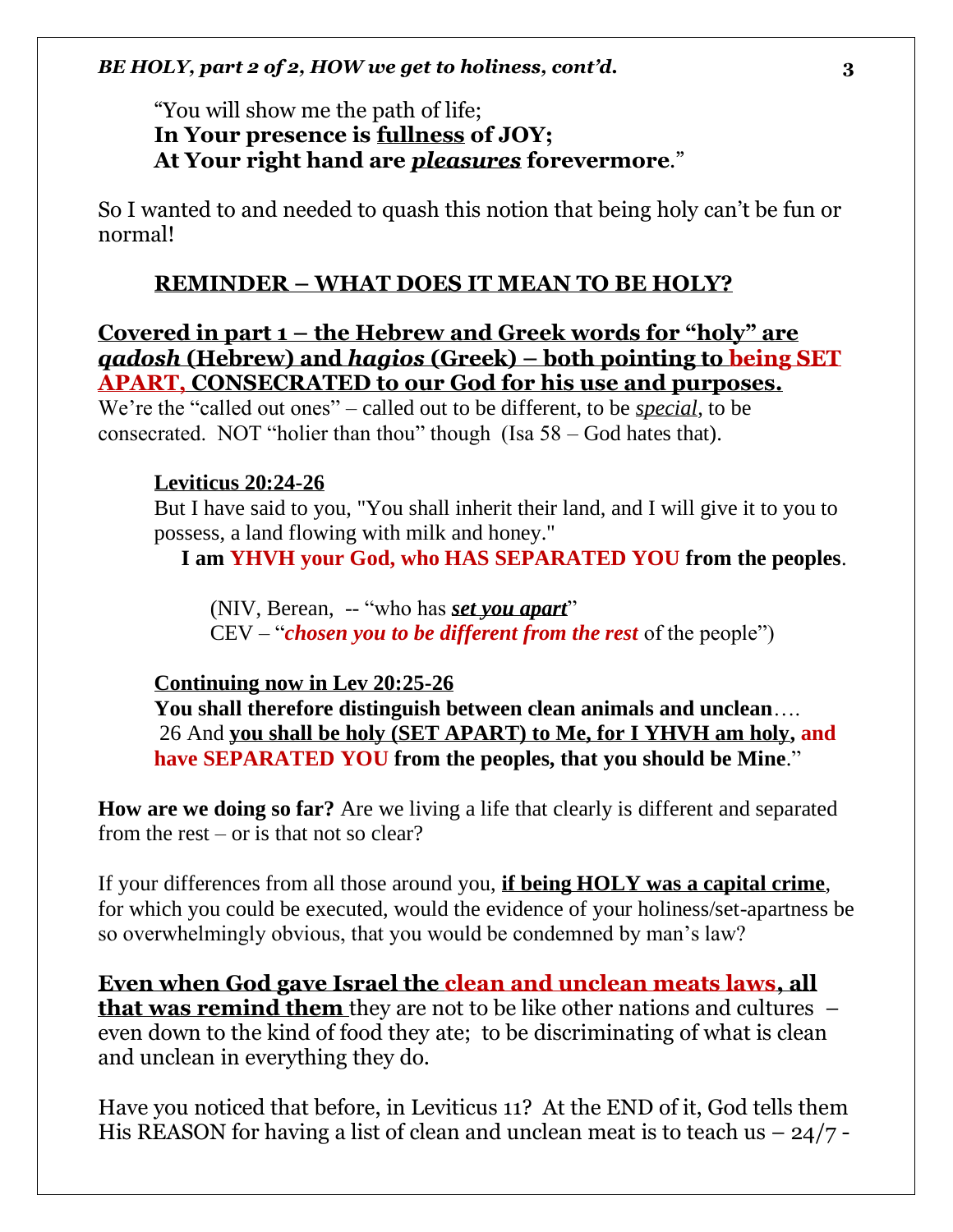"You will show me the path of life;
**In Your presence is <u>fullness</u> of JOY;**
**At Your right hand are <u>*pleasures*</u> forevermore**."

So I wanted to and needed to quash this notion that being holy can't be fun or normal!

## <u>REMINDER – WHAT DOES IT MEAN TO BE HOLY?</u>

**<u>Covered in part 1 – the Hebrew and Greek words for "holy" are *qadosh* (Hebrew) and *hagios* (Greek) – both pointing to being SET APART, CONSECRATED to our God for his use and purposes.</u>**
We're the "called out ones" – called out to be different, to be <u>*special*</u>, to be consecrated. NOT "holier than thou" though (Isa 58 – God hates that).

**<u>Leviticus 20:24-26</u>**
But I have said to you, "You shall inherit their land, and I will give it to you to possess, a land flowing with milk and honey."
**I am YHVH your God, who HAS SEPARATED YOU from the peoples**.

(NIV, Berean, -- "who has ***<u>set you apart</u>***"
CEV – "***chosen you to be different from the rest*** of the people")

**<u>Continuing now in Lev 20:25-26</u>**
**You shall therefore distinguish between clean animals and unclean**….
26 And **<u>you shall be holy (SET APART) to Me, for I YHVH am holy</u>, and have SEPARATED YOU from the peoples, that you should be Mine**."

**How are we doing so far?** Are we living a life that clearly is different and separated from the rest – or is that not so clear?

If your differences from all those around you, **<u>if being HOLY was a capital crime</u>**, for which you could be executed, would the evidence of your holiness/set-apartness be so overwhelmingly obvious, that you would be condemned by man's law?

**<u>Even when God gave Israel the clean and unclean meats laws, all that was remind them</u>** they are not to be like other nations and cultures – even down to the kind of food they ate; to be discriminating of what is clean and unclean in everything they do.

Have you noticed that before, in Leviticus 11? At the END of it, God tells them His REASON for having a list of clean and unclean meat is to teach us – 24/7 -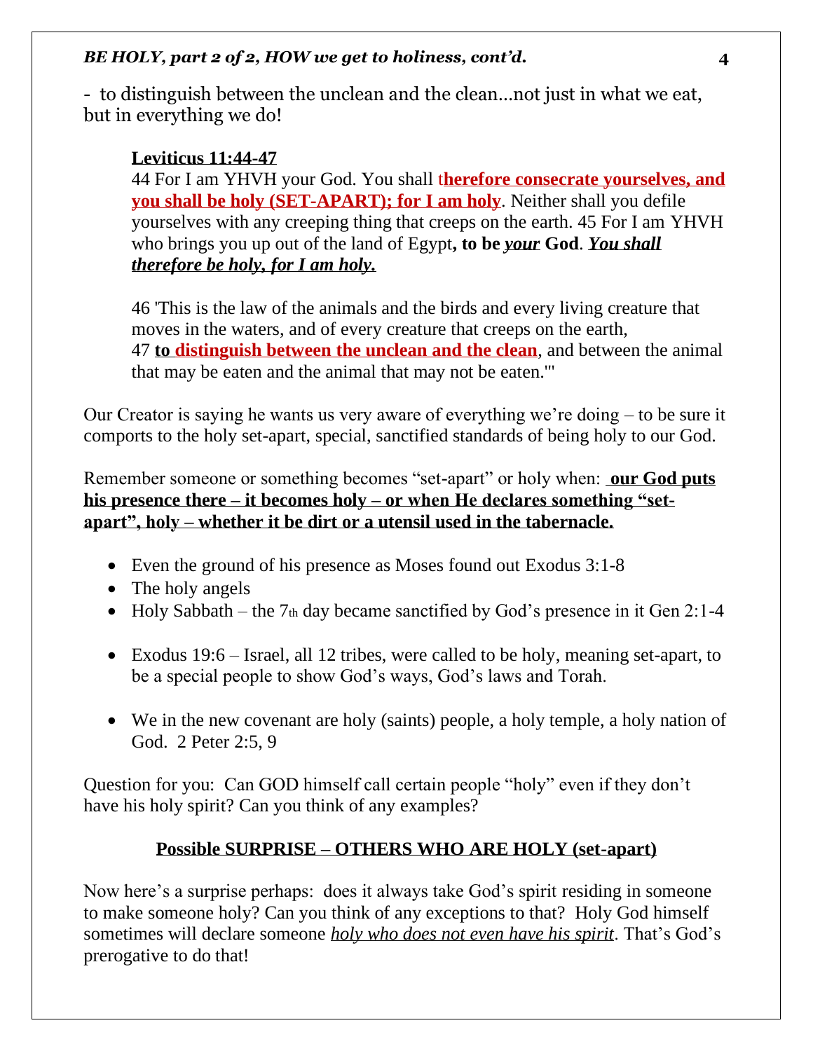- to distinguish between the unclean and the clean...not just in what we eat, but in everything we do!

> **Leviticus 11:44-47**
> 44 For I am YHVH your God. You shall t**herefore consecrate yourselves, and you shall be holy (SET-APART); for I am holy**. Neither shall you defile yourselves with any creeping thing that creeps on the earth. 45 For I am YHVH who brings you up out of the land of Egypt**, to be *your* God**. ***You shall therefore be holy, for I am holy.***
>
> 46 'This is the law of the animals and the birds and every living creature that moves in the waters, and of every creature that creeps on the earth,
> 47 **to distinguish between the unclean and the clean**, and between the animal that may be eaten and the animal that may not be eaten.'"

Our Creator is saying he wants us very aware of everything we're doing – to be sure it comports to the holy set-apart, special, sanctified standards of being holy to our God.

Remember someone or something becomes "set-apart" or holy when: **our God puts his presence there – it becomes holy – or when He declares something "set-apart", holy – whether it be dirt or a utensil used in the tabernacle.**

- Even the ground of his presence as Moses found out Exodus 3:1-8
- The holy angels
- Holy Sabbath – the 7th day became sanctified by God's presence in it Gen 2:1-4
- Exodus 19:6 – Israel, all 12 tribes, were called to be holy, meaning set-apart, to be a special people to show God's ways, God's laws and Torah.
- We in the new covenant are holy (saints) people, a holy temple, a holy nation of God. 2 Peter 2:5, 9

Question for you: Can GOD himself call certain people "holy" even if they don't have his holy spirit? Can you think of any examples?

## Possible SURPRISE – OTHERS WHO ARE HOLY (set-apart)

Now here's a surprise perhaps: does it always take God's spirit residing in someone to make someone holy? Can you think of any exceptions to that? Holy God himself sometimes will declare someone *holy who does not even have his spirit*. That's God's prerogative to do that!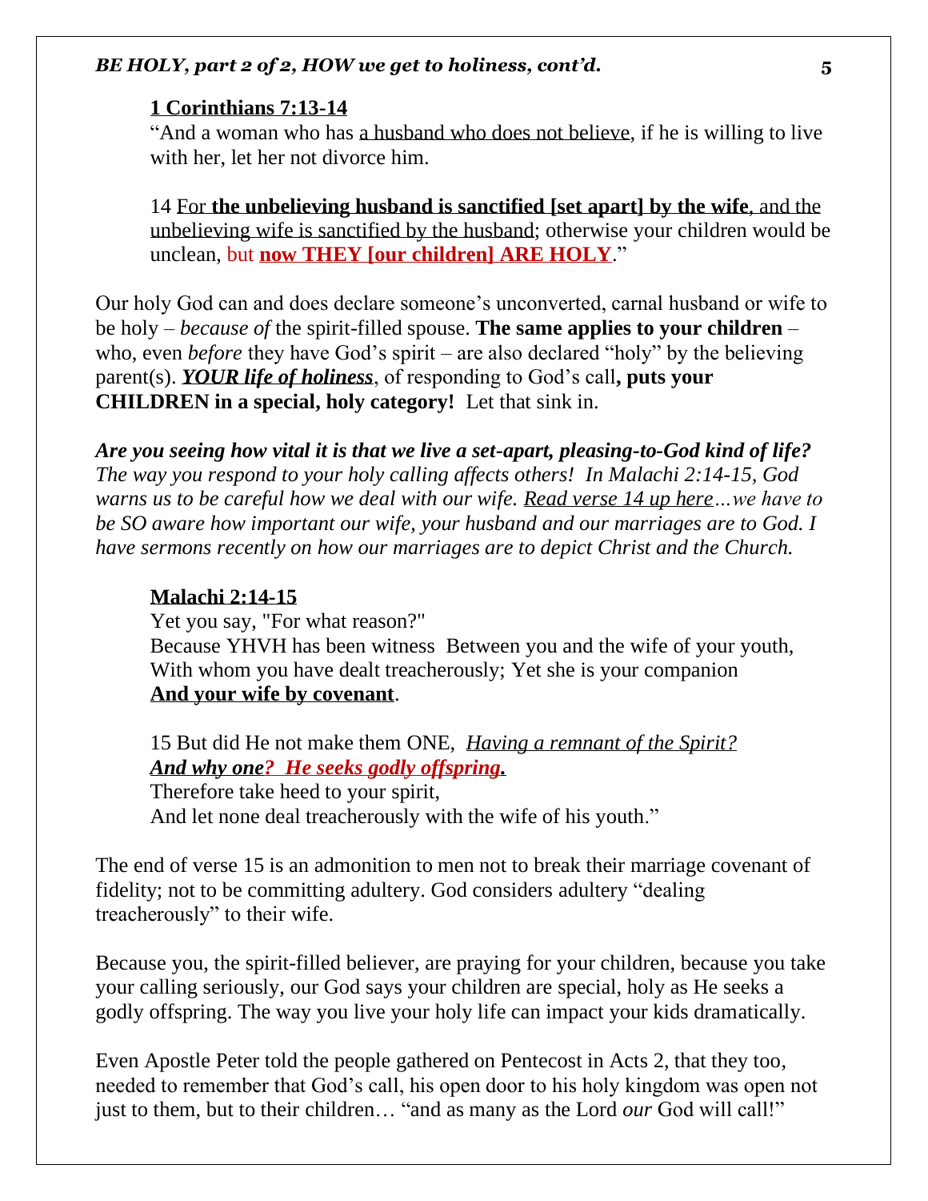**1 Corinthians 7:13-14**

"And a woman who has a husband who does not believe, if he is willing to live with her, let her not divorce him.

14 For **the unbelieving husband is sanctified [set apart] by the wife**, and the unbelieving wife is sanctified by the husband; otherwise your children would be unclean, but **now THEY [our children] ARE HOLY**."

Our holy God can and does declare someone's unconverted, carnal husband or wife to be holy – *because of* the spirit-filled spouse. **The same applies to your children** – who, even *before* they have God's spirit – are also declared "holy" by the believing parent(s). ***YOUR life of holiness***, of responding to God's call**, puts your CHILDREN in a special, holy category!** Let that sink in.

***Are you seeing how vital it is that we live a set-apart, pleasing-to-God kind of life?*** *The way you respond to your holy calling affects others! In Malachi 2:14-15, God warns us to be careful how we deal with our wife. Read verse 14 up here…we have to be SO aware how important our wife, your husband and our marriages are to God. I have sermons recently on how our marriages are to depict Christ and the Church.*

**Malachi 2:14-15**

Yet you say, "For what reason?"
Because YHVH has been witness Between you and the wife of your youth,
With whom you have dealt treacherously; Yet she is your companion
**And your wife by covenant**.

15 But did He not make them ONE, *Having a remnant of the Spirit?*
***And why one? He seeks godly offspring.***
Therefore take heed to your spirit,
And let none deal treacherously with the wife of his youth."

The end of verse 15 is an admonition to men not to break their marriage covenant of fidelity; not to be committing adultery. God considers adultery "dealing treacherously" to their wife.

Because you, the spirit-filled believer, are praying for your children, because you take your calling seriously, our God says your children are special, holy as He seeks a godly offspring. The way you live your holy life can impact your kids dramatically.

Even Apostle Peter told the people gathered on Pentecost in Acts 2, that they too, needed to remember that God's call, his open door to his holy kingdom was open not just to them, but to their children… "and as many as the Lord *our* God will call!"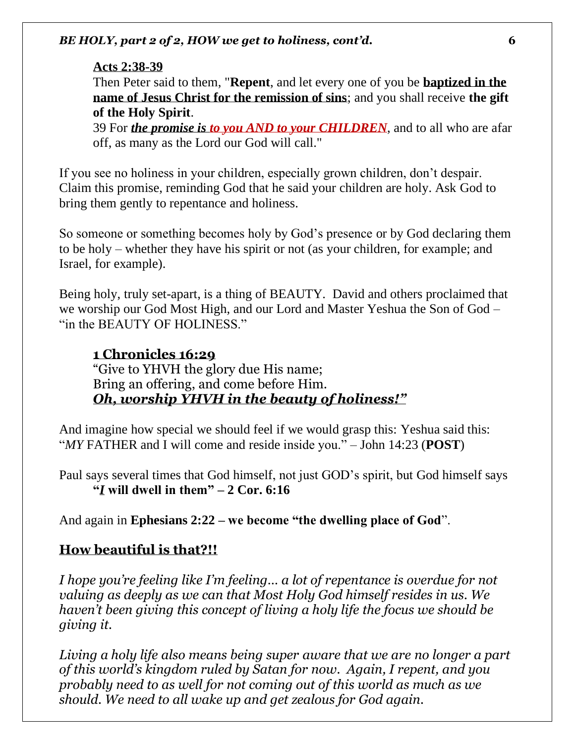**Acts 2:38-39**

Then Peter said to them, "**Repent**, and let every one of you be **baptized in the name of Jesus Christ for the remission of sins**; and you shall receive **the gift of the Holy Spirit**.

39 For ***the promise is to you AND to your CHILDREN***, and to all who are afar off, as many as the Lord our God will call."

If you see no holiness in your children, especially grown children, don't despair. Claim this promise, reminding God that he said your children are holy. Ask God to bring them gently to repentance and holiness.

So someone or something becomes holy by God's presence or by God declaring them to be holy – whether they have his spirit or not (as your children, for example; and Israel, for example).

Being holy, truly set-apart, is a thing of BEAUTY. David and others proclaimed that we worship our God Most High, and our Lord and Master Yeshua the Son of God – "in the BEAUTY OF HOLINESS."

**1 Chronicles 16:29**

"Give to YHVH the glory due His name;
Bring an offering, and come before Him.
***Oh, worship YHVH in the beauty of holiness!"***

And imagine how special we should feel if we would grasp this: Yeshua said this: "*MY* FATHER and I will come and reside inside you." – John 14:23 (**POST**)

Paul says several times that God himself, not just GOD's spirit, but God himself says **"*I* will dwell in them" – 2 Cor. 6:16**

And again in **Ephesians 2:22 – we become "the dwelling place of God**".

## How beautiful is that?!!

*I hope you're feeling like I'm feeling… a lot of repentance is overdue for not valuing as deeply as we can that Most Holy God himself resides in us. We haven't been giving this concept of living a holy life the focus we should be giving it.*

*Living a holy life also means being super aware that we are no longer a part of this world's kingdom ruled by Satan for now. Again, I repent, and you probably need to as well for not coming out of this world as much as we should. We need to all wake up and get zealous for God again.*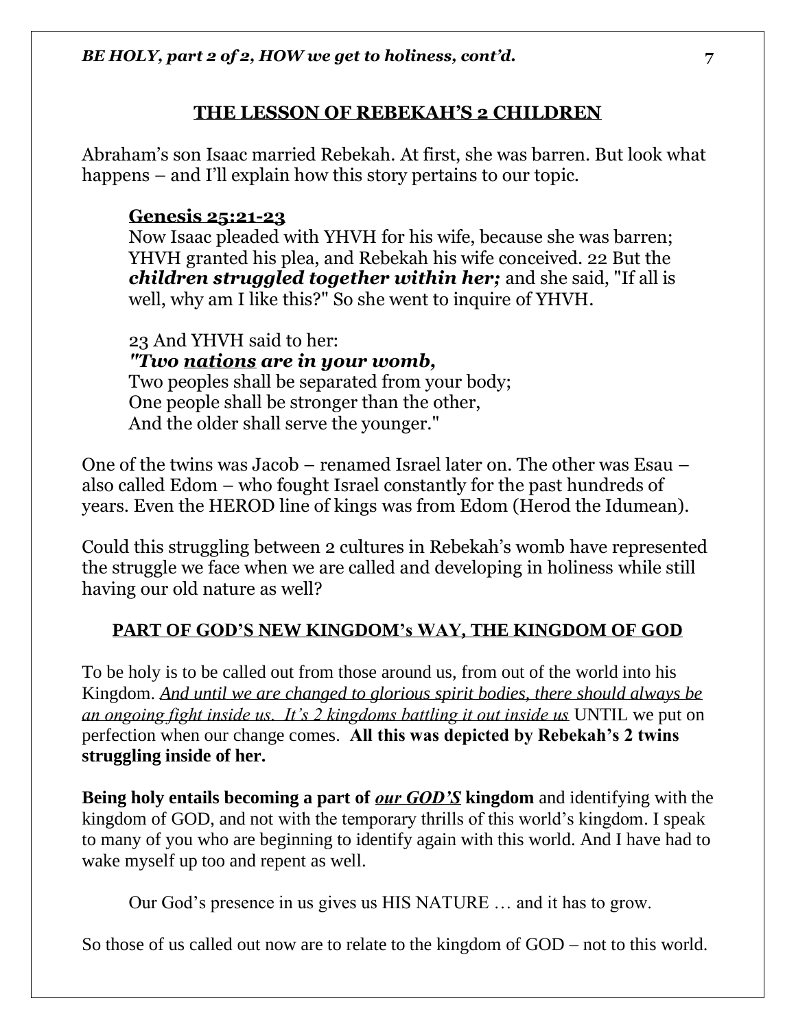## THE LESSON OF REBEKAH'S 2 CHILDREN

Abraham's son Isaac married Rebekah. At first, she was barren. But look what happens – and I'll explain how this story pertains to our topic.

> **Genesis 25:21-23**
> Now Isaac pleaded with YHVH for his wife, because she was barren; YHVH granted his plea, and Rebekah his wife conceived. 22 But the ***children struggled together within her;*** and she said, "If all is well, why am I like this?" So she went to inquire of YHVH.
>
> 23 And YHVH said to her:
> ***"Two nations are in your womb,***
> Two peoples shall be separated from your body;
> One people shall be stronger than the other,
> And the older shall serve the younger."

One of the twins was Jacob – renamed Israel later on. The other was Esau – also called Edom – who fought Israel constantly for the past hundreds of years. Even the HEROD line of kings was from Edom (Herod the Idumean).

Could this struggling between 2 cultures in Rebekah's womb have represented the struggle we face when we are called and developing in holiness while still having our old nature as well?

## PART OF GOD'S NEW KINGDOM's WAY, THE KINGDOM OF GOD

To be holy is to be called out from those around us, from out of the world into his Kingdom. *And until we are changed to glorious spirit bodies, there should always be an ongoing fight inside us. It's 2 kingdoms battling it out inside us* UNTIL we put on perfection when our change comes. **All this was depicted by Rebekah's 2 twins struggling inside of her.**

**Being holy entails becoming a part of *our GOD'S* kingdom** and identifying with the kingdom of GOD, and not with the temporary thrills of this world's kingdom. I speak to many of you who are beginning to identify again with this world. And I have had to wake myself up too and repent as well.

> Our God's presence in us gives us HIS NATURE … and it has to grow.

So those of us called out now are to relate to the kingdom of GOD – not to this world.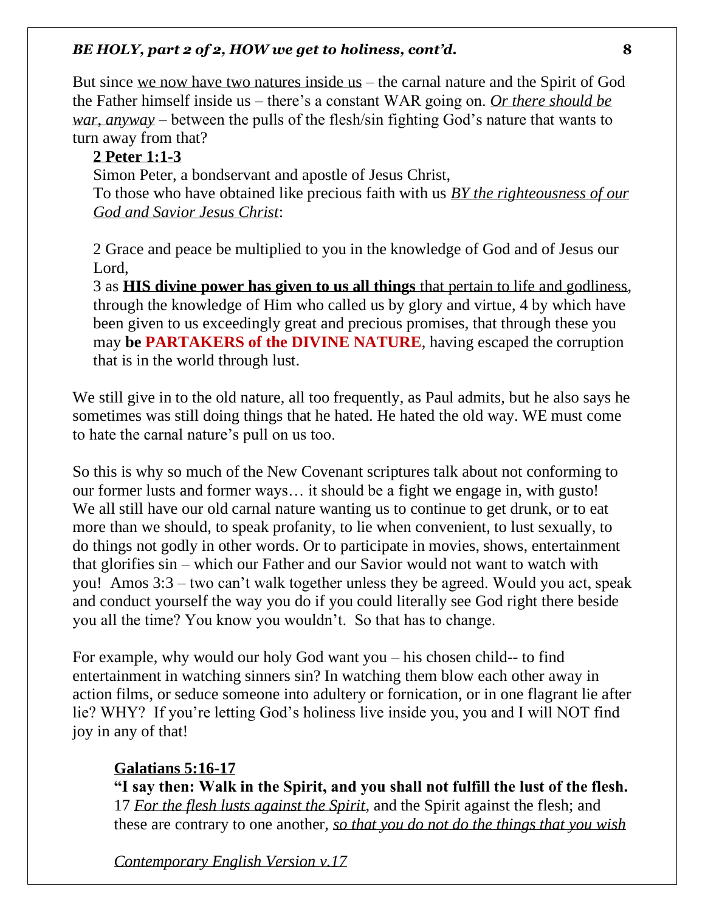But since <u>we now have two natures inside us</u> – the carnal nature and the Spirit of God the Father himself inside us – there's a constant WAR going on. <u>*Or there should be war, anyway*</u> – between the pulls of the flesh/sin fighting God's nature that wants to turn away from that?

> **<u>2 Peter 1:1-3</u>**
> Simon Peter, a bondservant and apostle of Jesus Christ,
> To those who have obtained like precious faith with us <u>*BY the righteousness of our God and Savior Jesus Christ*</u>:
>
> 2 Grace and peace be multiplied to you in the knowledge of God and of Jesus our Lord,
> 3 as <u>**HIS divine power has given to us all things** that pertain to life and godliness</u>, through the knowledge of Him who called us by glory and virtue, 4 by which have been given to us exceedingly great and precious promises, that through these you may **be PARTAKERS of the DIVINE NATURE**, having escaped the corruption that is in the world through lust.

We still give in to the old nature, all too frequently, as Paul admits, but he also says he sometimes was still doing things that he hated. He hated the old way. WE must come to hate the carnal nature's pull on us too.

So this is why so much of the New Covenant scriptures talk about not conforming to our former lusts and former ways… it should be a fight we engage in, with gusto! We all still have our old carnal nature wanting us to continue to get drunk, or to eat more than we should, to speak profanity, to lie when convenient, to lust sexually, to do things not godly in other words. Or to participate in movies, shows, entertainment that glorifies sin – which our Father and our Savior would not want to watch with you! Amos 3:3 – two can't walk together unless they be agreed. Would you act, speak and conduct yourself the way you do if you could literally see God right there beside you all the time? You know you wouldn't. So that has to change.

For example, why would our holy God want you – his chosen child-- to find entertainment in watching sinners sin? In watching them blow each other away in action films, or seduce someone into adultery or fornication, or in one flagrant lie after lie? WHY? If you're letting God's holiness live inside you, you and I will NOT find joy in any of that!

> **<u>Galatians 5:16-17</u>**
> **"I say then: Walk in the Spirit, and you shall not fulfill the lust of the flesh.**
> 17 <u>*For the flesh lusts against the Spirit*</u>, and the Spirit against the flesh; and these are contrary to one another, <u>*so that you do not do the things that you wish*</u>
>
> <u>*Contemporary English Version v.17*</u>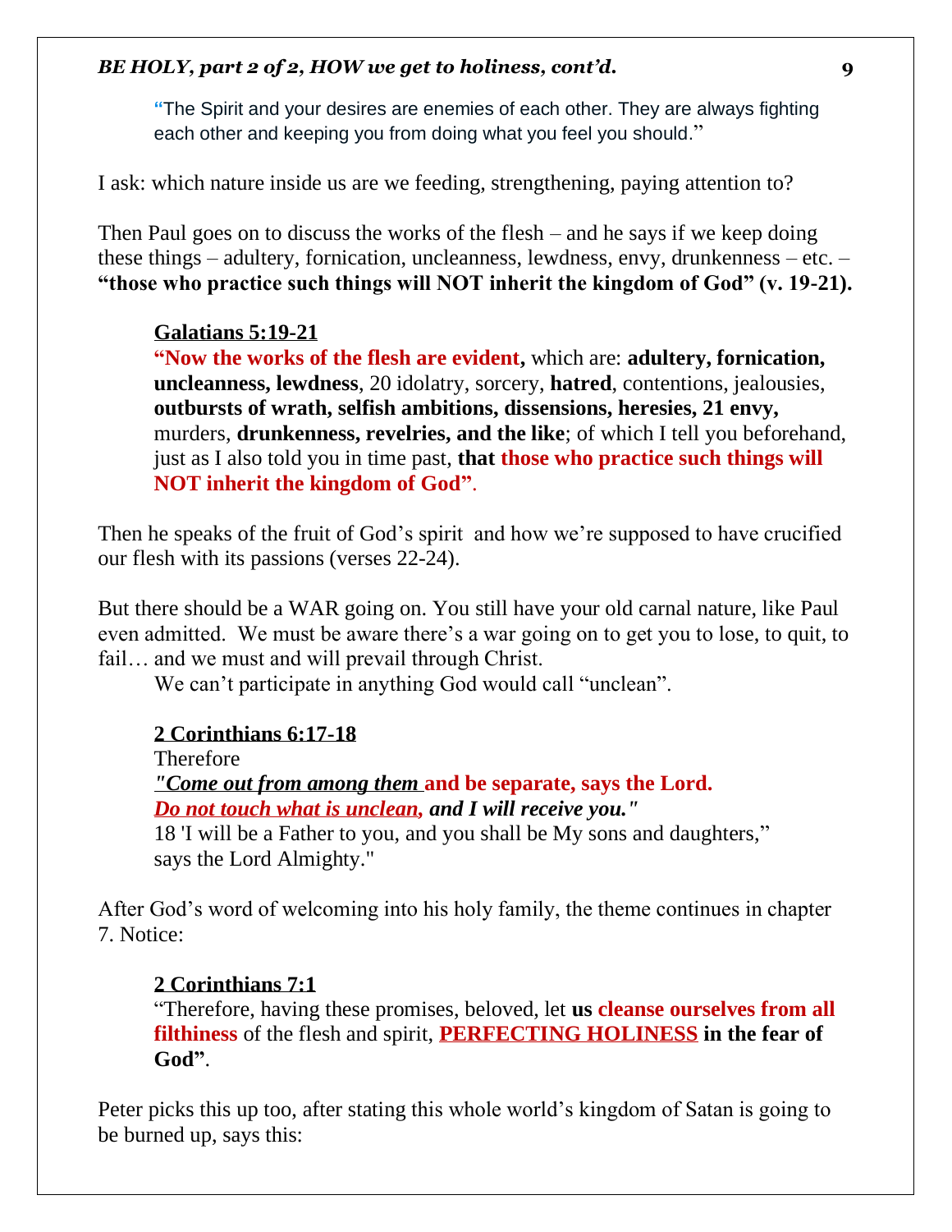"The Spirit and your desires are enemies of each other. They are always fighting each other and keeping you from doing what you feel you should."

I ask: which nature inside us are we feeding, strengthening, paying attention to?

Then Paul goes on to discuss the works of the flesh – and he says if we keep doing these things – adultery, fornication, uncleanness, lewdness, envy, drunkenness – etc. – **"those who practice such things will NOT inherit the kingdom of God" (v. 19-21).**

**Galatians 5:19-21**
**"Now the works of the flesh are evident,** which are: **adultery, fornication, uncleanness, lewdness**, 20 idolatry, sorcery, **hatred**, contentions, jealousies, **outbursts of wrath, selfish ambitions, dissensions, heresies, 21 envy,** murders, **drunkenness, revelries, and the like**; of which I tell you beforehand, just as I also told you in time past, **that those who practice such things will NOT inherit the kingdom of God"**.

Then he speaks of the fruit of God's spirit and how we're supposed to have crucified our flesh with its passions (verses 22-24).

But there should be a WAR going on. You still have your old carnal nature, like Paul even admitted. We must be aware there's a war going on to get you to lose, to quit, to fail… and we must and will prevail through Christ.

We can't participate in anything God would call "unclean".

**2 Corinthians 6:17-18**
Therefore
***"Come out from among them*** **and be separate, says the Lord.**
***Do not touch what is unclean, and I will receive you."***
18 'I will be a Father to you, and you shall be My sons and daughters,"
says the Lord Almighty."

After God's word of welcoming into his holy family, the theme continues in chapter 7. Notice:

**2 Corinthians 7:1**
"Therefore, having these promises, beloved, let **us cleanse ourselves from all filthiness** of the flesh and spirit, **PERFECTING HOLINESS in the fear of God"**.

Peter picks this up too, after stating this whole world's kingdom of Satan is going to be burned up, says this: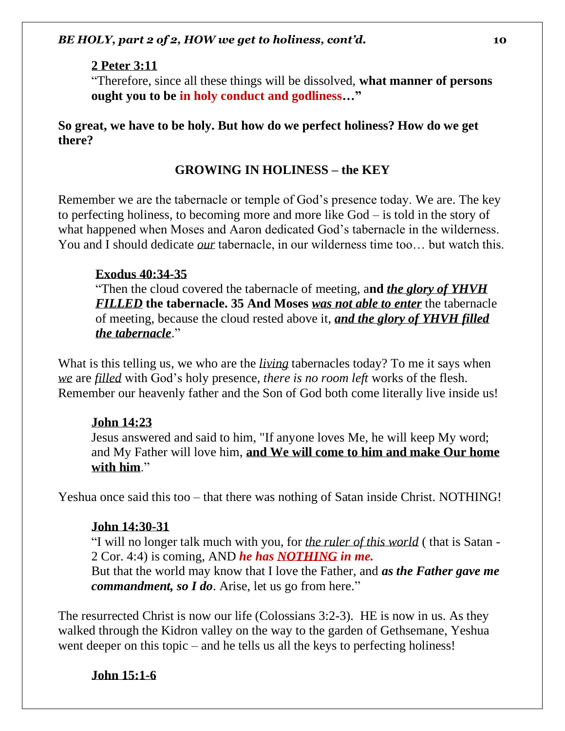**2 Peter 3:11**

"Therefore, since all these things will be dissolved, **what manner of persons ought you to be in holy conduct and godliness…"**

**So great, we have to be holy. But how do we perfect holiness? How do we get there?**

## GROWING IN HOLINESS – the KEY

Remember we are the tabernacle or temple of God's presence today. We are. The key to perfecting holiness, to becoming more and more like God – is told in the story of what happened when Moses and Aaron dedicated God's tabernacle in the wilderness. You and I should dedicate *our* tabernacle, in our wilderness time too… but watch this.

**Exodus 40:34-35**

"Then the cloud covered the tabernacle of meeting, a**nd *the glory of YHVH FILLED* the tabernacle. 35 And Moses *was not able to enter*** the tabernacle of meeting, because the cloud rested above it, ***and the glory of YHVH filled the tabernacle***."

What is this telling us, we who are the *living* tabernacles today? To me it says when *we* are *filled* with God's holy presence, *there is no room left* works of the flesh. Remember our heavenly father and the Son of God both come literally live inside us!

**John 14:23**

Jesus answered and said to him, "If anyone loves Me, he will keep My word; and My Father will love him, **and We will come to him and make Our home with him**."

Yeshua once said this too – that there was nothing of Satan inside Christ. NOTHING!

**John 14:30-31**

"I will no longer talk much with you, for *the ruler of this world* ( that is Satan - 2 Cor. 4:4) is coming, AND ***he has NOTHING in me.***

But that the world may know that I love the Father, and ***as the Father gave me commandment, so I do***. Arise, let us go from here."

The resurrected Christ is now our life (Colossians 3:2-3). HE is now in us. As they walked through the Kidron valley on the way to the garden of Gethsemane, Yeshua went deeper on this topic – and he tells us all the keys to perfecting holiness!

**John 15:1-6**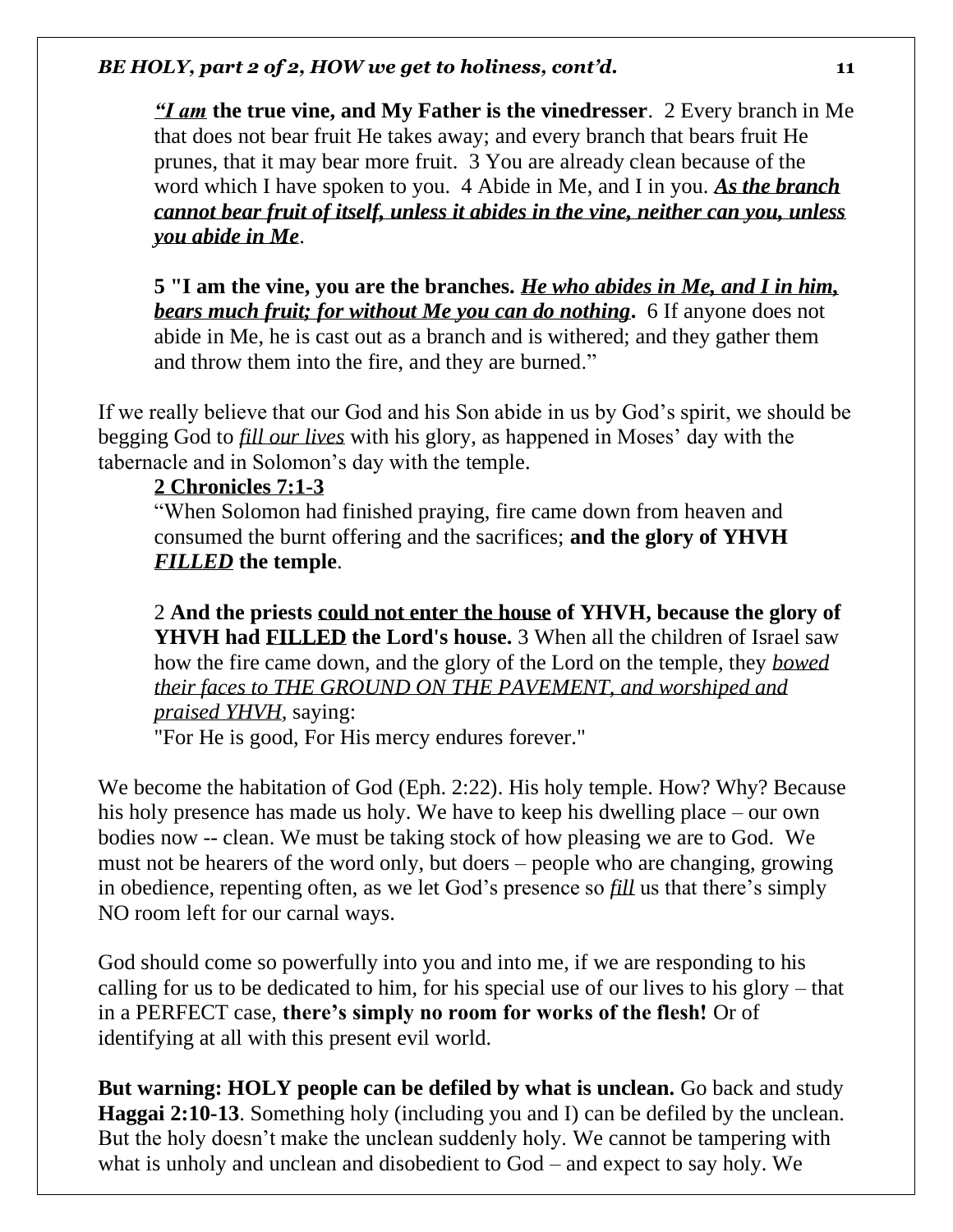*<u>"I am</u>* **the true vine, and My Father is the vinedresser**. 2 Every branch in Me that does not bear fruit He takes away; and every branch that bears fruit He prunes, that it may bear more fruit. 3 You are already clean because of the word which I have spoken to you. 4 Abide in Me, and I in you. ***<u>As the branch cannot bear fruit of itself, unless it abides in the vine, neither can you, unless you abide in Me</u>***.

**5 "I am the vine, you are the branches. *<u>He who abides in Me, and I in him, bears much fruit; for without Me you can do nothing</u>*.** 6 If anyone does not abide in Me, he is cast out as a branch and is withered; and they gather them and throw them into the fire, and they are burned."

If we really believe that our God and his Son abide in us by God's spirit, we should be begging God to *<u>fill our lives</u>* with his glory, as happened in Moses' day with the tabernacle and in Solomon's day with the temple.

**<u>2 Chronicles 7:1-3</u>**
"When Solomon had finished praying, fire came down from heaven and consumed the burnt offering and the sacrifices; **and the glory of YHVH *<u>FILLED</u>* the temple**.

2 **And the priests <u>could not enter the house</u> of YHVH, because the glory of YHVH had <u>FILLED</u> the Lord's house.** 3 When all the children of Israel saw how the fire came down, and the glory of the Lord on the temple, they *<u>bowed their faces to THE GROUND ON THE PAVEMENT, and worshiped and praised YHVH</u>*, saying:
"For He is good, For His mercy endures forever."

We become the habitation of God (Eph. 2:22). His holy temple. How? Why? Because his holy presence has made us holy. We have to keep his dwelling place – our own bodies now -- clean. We must be taking stock of how pleasing we are to God. We must not be hearers of the word only, but doers – people who are changing, growing in obedience, repenting often, as we let God's presence so *<u>fill</u>* us that there's simply NO room left for our carnal ways.

God should come so powerfully into you and into me, if we are responding to his calling for us to be dedicated to him, for his special use of our lives to his glory – that in a PERFECT case, **there's simply no room for works of the flesh!** Or of identifying at all with this present evil world.

**But warning: HOLY people can be defiled by what is unclean.** Go back and study **Haggai 2:10-13**. Something holy (including you and I) can be defiled by the unclean. But the holy doesn't make the unclean suddenly holy. We cannot be tampering with what is unholy and unclean and disobedient to God – and expect to say holy. We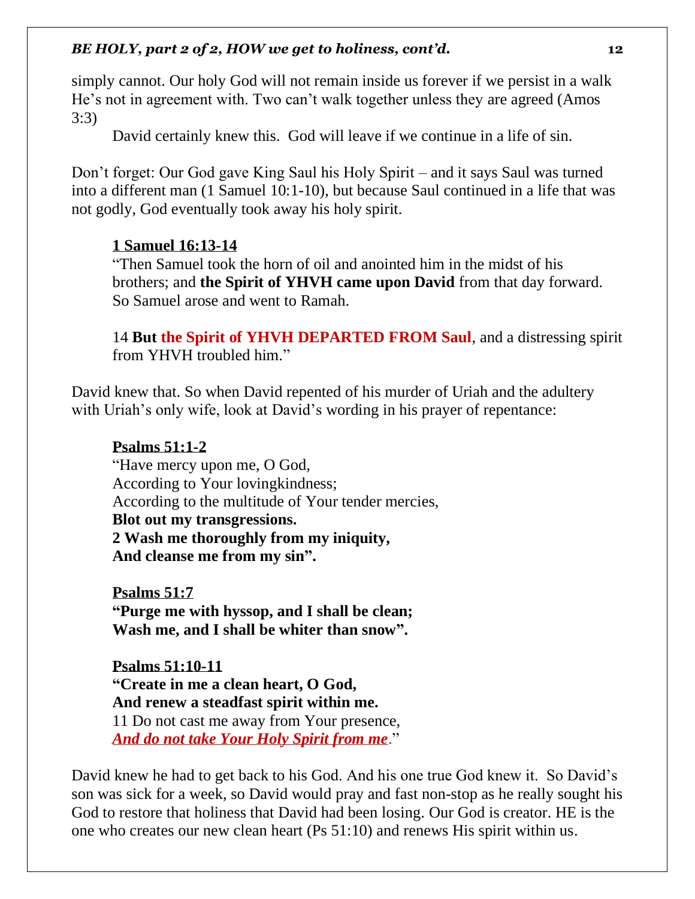simply cannot. Our holy God will not remain inside us forever if we persist in a walk He's not in agreement with. Two can't walk together unless they are agreed (Amos 3:3)

David certainly knew this. God will leave if we continue in a life of sin.

Don't forget: Our God gave King Saul his Holy Spirit – and it says Saul was turned into a different man (1 Samuel 10:1-10), but because Saul continued in a life that was not godly, God eventually took away his holy spirit.

<u>**1 Samuel 16:13-14**</u>
"Then Samuel took the horn of oil and anointed him in the midst of his brothers; and **the Spirit of YHVH came upon David** from that day forward. So Samuel arose and went to Ramah.

14 **But the Spirit of YHVH DEPARTED FROM Saul**, and a distressing spirit from YHVH troubled him."

David knew that. So when David repented of his murder of Uriah and the adultery with Uriah's only wife, look at David's wording in his prayer of repentance:

<u>**Psalms 51:1-2**</u>
"Have mercy upon me, O God,
According to Your lovingkindness;
According to the multitude of Your tender mercies,
**Blot out my transgressions.**
**2 Wash me thoroughly from my iniquity,**
**And cleanse me from my sin".**

<u>**Psalms 51:7**</u>
**"Purge me with hyssop, and I shall be clean;**
**Wash me, and I shall be whiter than snow".**

<u>**Psalms 51:10-11**</u>
**"Create in me a clean heart, O God,**
**And renew a steadfast spirit within me.**
11 Do not cast me away from Your presence,
***<u>And do not take Your Holy Spirit from me</u>***."

David knew he had to get back to his God. And his one true God knew it. So David's son was sick for a week, so David would pray and fast non-stop as he really sought his God to restore that holiness that David had been losing. Our God is creator. HE is the one who creates our new clean heart (Ps 51:10) and renews His spirit within us.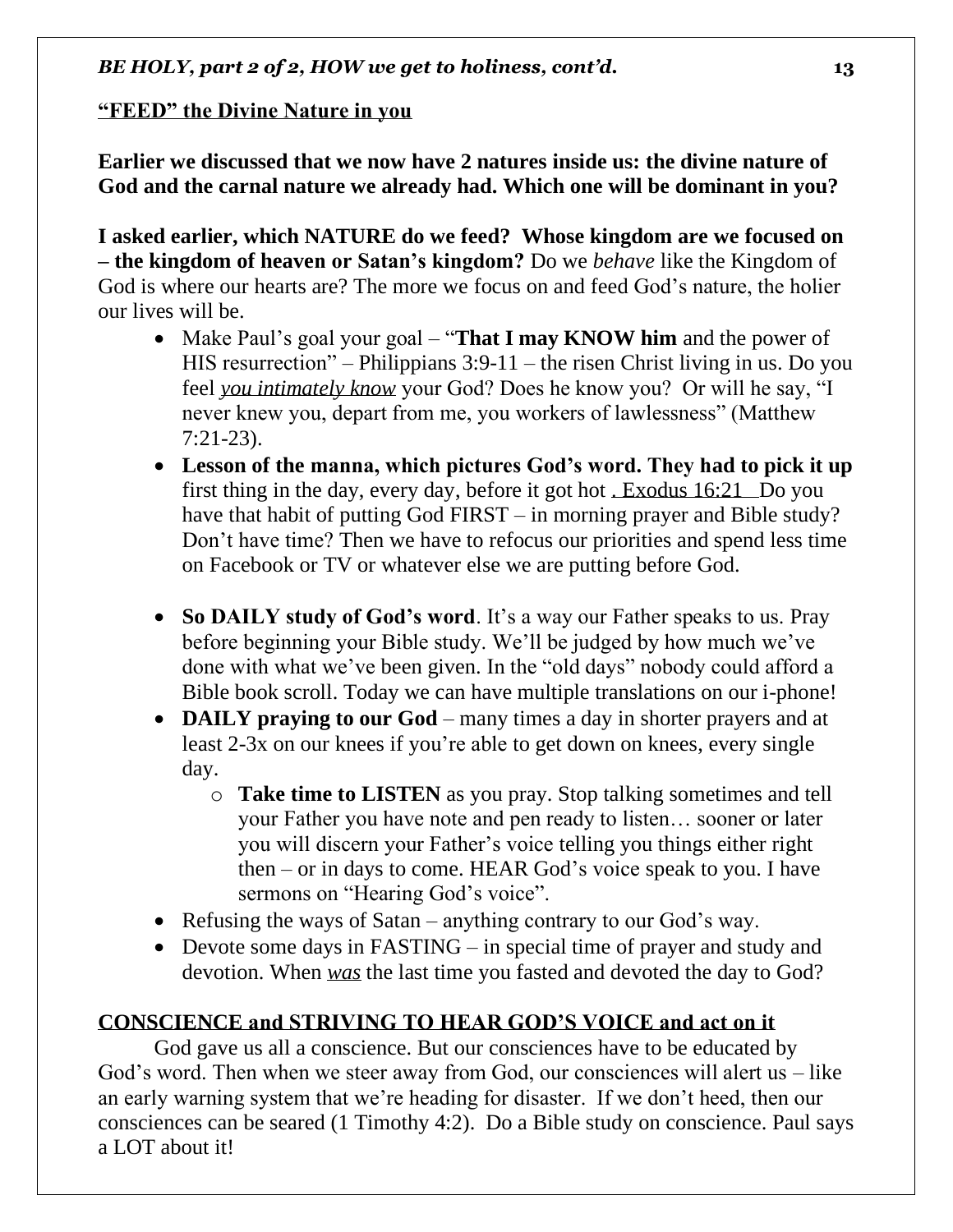**"FEED" the Divine Nature in you**

**Earlier we discussed that we now have 2 natures inside us: the divine nature of God and the carnal nature we already had. Which one will be dominant in you?**

**I asked earlier, which NATURE do we feed? Whose kingdom are we focused on – the kingdom of heaven or Satan's kingdom?** Do we *behave* like the Kingdom of God is where our hearts are? The more we focus on and feed God's nature, the holier our lives will be.

- Make Paul's goal your goal – "**That I may KNOW him** and the power of HIS resurrection" – Philippians 3:9-11 – the risen Christ living in us. Do you feel ***you intimately know*** your God? Does he know you? Or will he say, "I never knew you, depart from me, you workers of lawlessness" (Matthew 7:21-23).
- **Lesson of the manna, which pictures God's word. They had to pick it up** first thing in the day, every day, before it got hot. Exodus 16:21 Do you have that habit of putting God FIRST – in morning prayer and Bible study? Don't have time? Then we have to refocus our priorities and spend less time on Facebook or TV or whatever else we are putting before God.

- **So DAILY study of God's word**. It's a way our Father speaks to us. Pray before beginning your Bible study. We'll be judged by how much we've done with what we've been given. In the "old days" nobody could afford a Bible book scroll. Today we can have multiple translations on our i-phone!
- **DAILY praying to our God** – many times a day in shorter prayers and at least 2-3x on our knees if you're able to get down on knees, every single day.
  - **Take time to LISTEN** as you pray. Stop talking sometimes and tell your Father you have note and pen ready to listen… sooner or later you will discern your Father's voice telling you things either right then – or in days to come. HEAR God's voice speak to you. I have sermons on "Hearing God's voice".
- Refusing the ways of Satan – anything contrary to our God's way.
- Devote some days in FASTING – in special time of prayer and study and devotion. When ***was*** the last time you fasted and devoted the day to God?

**CONSCIENCE and STRIVING TO HEAR GOD'S VOICE and act on it**

God gave us all a conscience. But our consciences have to be educated by God's word. Then when we steer away from God, our consciences will alert us – like an early warning system that we're heading for disaster. If we don't heed, then our consciences can be seared (1 Timothy 4:2). Do a Bible study on conscience. Paul says a LOT about it!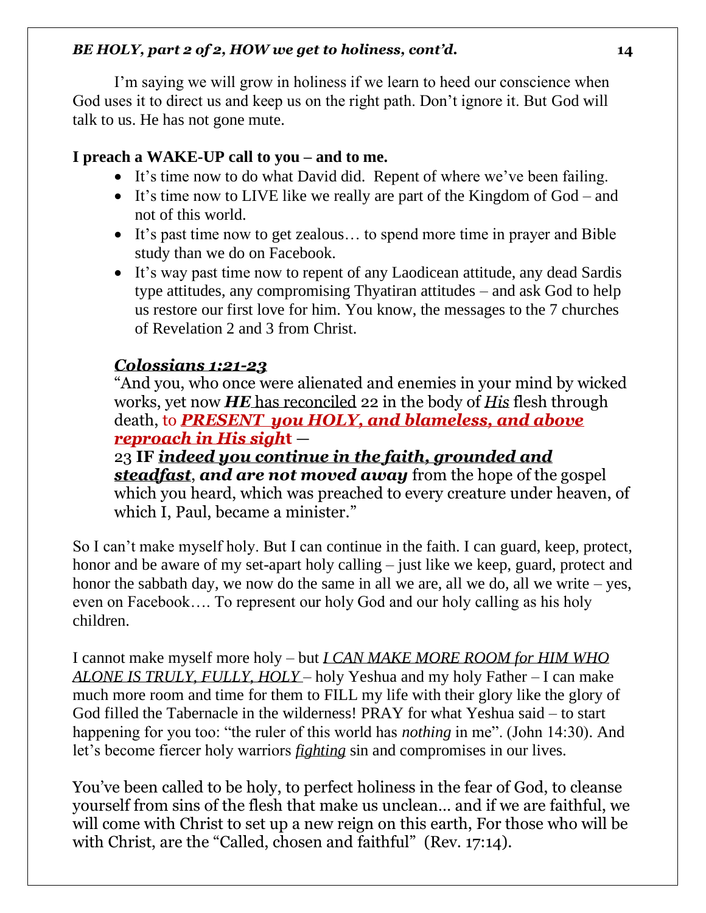I'm saying we will grow in holiness if we learn to heed our conscience when God uses it to direct us and keep us on the right path. Don't ignore it. But God will talk to us. He has not gone mute.

**I preach a WAKE-UP call to you – and to me.**

- It's time now to do what David did. Repent of where we've been failing.
- It's time now to LIVE like we really are part of the Kingdom of God – and not of this world.
- It's past time now to get zealous… to spend more time in prayer and Bible study than we do on Facebook.
- It's way past time now to repent of any Laodicean attitude, any dead Sardis type attitudes, any compromising Thyatiran attitudes – and ask God to help us restore our first love for him. You know, the messages to the 7 churches of Revelation 2 and 3 from Christ.

> ***Colossians 1:21-23***
>
> "And you, who once were alienated and enemies in your mind by wicked works, yet now ***HE*** has reconciled 22 in the body of ***His*** flesh through death, to ***PRESENT you HOLY, and blameless, and above reproach in His sigh*****t** —
>
> 23 **IF** ***indeed you continue in the faith, grounded and steadfast***, ***and are not moved away*** from the hope of the gospel which you heard, which was preached to every creature under heaven, of which I, Paul, became a minister."

So I can't make myself holy. But I can continue in the faith. I can guard, keep, protect, honor and be aware of my set-apart holy calling – just like we keep, guard, protect and honor the sabbath day, we now do the same in all we are, all we do, all we write – yes, even on Facebook…. To represent our holy God and our holy calling as his holy children.

I cannot make myself more holy – but *I CAN MAKE MORE ROOM for HIM WHO ALONE IS TRULY, FULLY, HOLY* – holy Yeshua and my holy Father – I can make much more room and time for them to FILL my life with their glory like the glory of God filled the Tabernacle in the wilderness! PRAY for what Yeshua said – to start happening for you too: "the ruler of this world has *nothing* in me". (John 14:30). And let's become fiercer holy warriors *fighting* sin and compromises in our lives.

You've been called to be holy, to perfect holiness in the fear of God, to cleanse yourself from sins of the flesh that make us unclean… and if we are faithful, we will come with Christ to set up a new reign on this earth, For those who will be with Christ, are the "Called, chosen and faithful" (Rev. 17:14).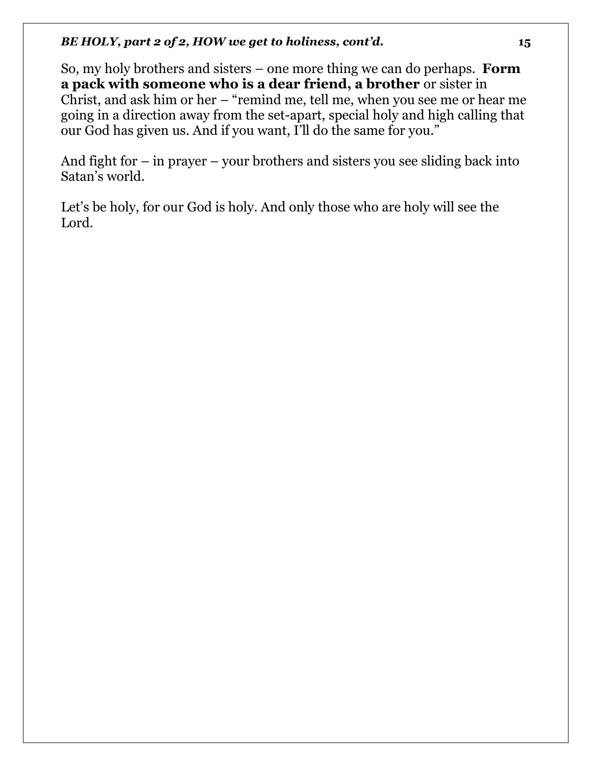So, my holy brothers and sisters – one more thing we can do perhaps. **Form a pack with someone who is a dear friend, a brother** or sister in Christ, and ask him or her – "remind me, tell me, when you see me or hear me going in a direction away from the set-apart, special holy and high calling that our God has given us. And if you want, I'll do the same for you."

And fight for – in prayer – your brothers and sisters you see sliding back into Satan's world.

Let's be holy, for our God is holy. And only those who are holy will see the Lord.